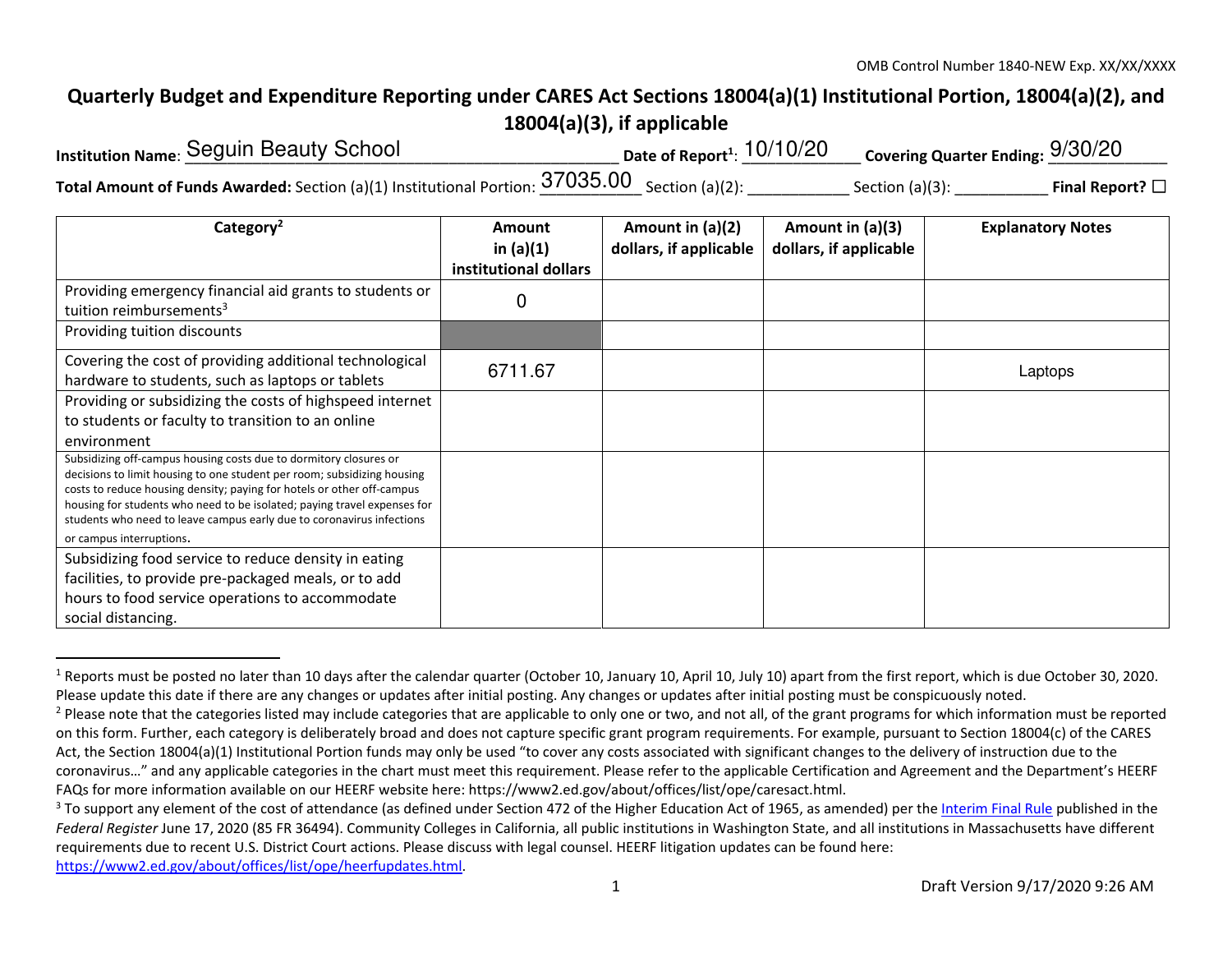OMB Control Number 1840-NEW Exp. XX/XX/XXXX

# Quarterly Budget and Expenditure Reporting under CARES Act Sections 18004(a)(1) Institutional Portion, 18004(a)(2), and 18004(a)(3), if applicable

**Institution Name**: Seguin Beauty School **Date of Report**[1]: 10/10/20 **Covering Quarter Ending:** 9/30/20

**Total Amount of Funds Awarded:** Section (a)(1) Institutional Portion: 37035.00 Section (a)(2): ___________ Section (a)(3): ___________ **Final Report?** ☐

| Category[2] | Amount in (a)(1) institutional dollars | Amount in (a)(2) dollars, if applicable | Amount in (a)(3) dollars, if applicable | Explanatory Notes |
|---|---|---|---|---|
| Providing emergency financial aid grants to students or tuition reimbursements[3] | 0 | | | |
| Providing tuition discounts | | | | |
| Covering the cost of providing additional technological hardware to students, such as laptops or tablets | 6711.67 | | | Laptops |
| Providing or subsidizing the costs of highspeed internet to students or faculty to transition to an online environment | | | | |
| Subsidizing off-campus housing costs due to dormitory closures or decisions to limit housing to one student per room; subsidizing housing costs to reduce housing density; paying for hotels or other off-campus housing for students who need to be isolated; paying travel expenses for students who need to leave campus early due to coronavirus infections or campus interruptions. | | | | |
| Subsidizing food service to reduce density in eating facilities, to provide pre-packaged meals, or to add hours to food service operations to accommodate social distancing. | | | | |

[1] Reports must be posted no later than 10 days after the calendar quarter (October 10, January 10, April 10, July 10) apart from the first report, which is due October 30, 2020. Please update this date if there are any changes or updates after initial posting. Any changes or updates after initial posting must be conspicuously noted.

[2] Please note that the categories listed may include categories that are applicable to only one or two, and not all, of the grant programs for which information must be reported on this form. Further, each category is deliberately broad and does not capture specific grant program requirements. For example, pursuant to Section 18004(c) of the CARES Act, the Section 18004(a)(1) Institutional Portion funds may only be used "to cover any costs associated with significant changes to the delivery of instruction due to the coronavirus…" and any applicable categories in the chart must meet this requirement. Please refer to the applicable Certification and Agreement and the Department's HEERF FAQs for more information available on our HEERF website here: https://www2.ed.gov/about/offices/list/ope/caresact.html.

[3] To support any element of the cost of attendance (as defined under Section 472 of the Higher Education Act of 1965, as amended) per the Interim Final Rule published in the *Federal Register* June 17, 2020 (85 FR 36494). Community Colleges in California, all public institutions in Washington State, and all institutions in Massachusetts have different requirements due to recent U.S. District Court actions. Please discuss with legal counsel. HEERF litigation updates can be found here: https://www2.ed.gov/about/offices/list/ope/heerfupdates.html.

Draft Version 9/17/2020 9:26 AM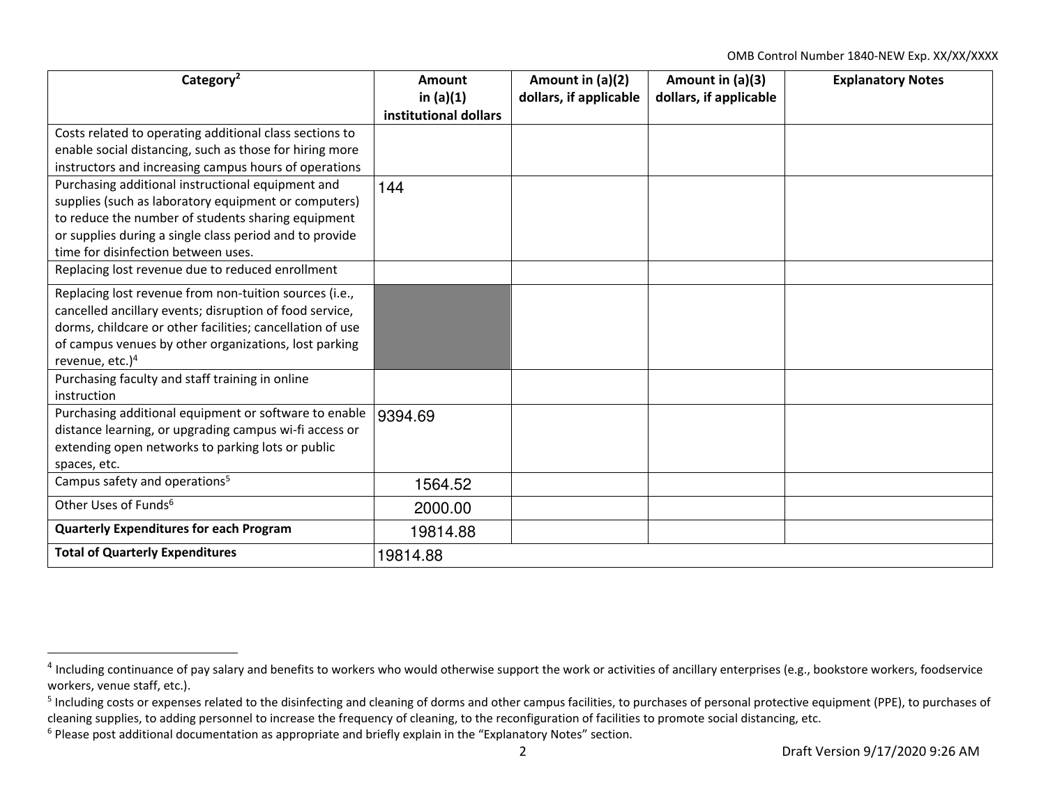| Category[2] | Amount in (a)(1) institutional dollars | Amount in (a)(2) dollars, if applicable | Amount in (a)(3) dollars, if applicable | Explanatory Notes |
|---|---|---|---|---|
| Costs related to operating additional class sections to enable social distancing, such as those for hiring more instructors and increasing campus hours of operations | | | | |
| Purchasing additional instructional equipment and supplies (such as laboratory equipment or computers) to reduce the number of students sharing equipment or supplies during a single class period and to provide time for disinfection between uses. | 144 | | | |
| Replacing lost revenue due to reduced enrollment | | | | |
| Replacing lost revenue from non-tuition sources (i.e., cancelled ancillary events; disruption of food service, dorms, childcare or other facilities; cancellation of use of campus venues by other organizations, lost parking revenue, etc.)[4] | | | | |
| Purchasing faculty and staff training in online instruction | | | | |
| Purchasing additional equipment or software to enable distance learning, or upgrading campus wi-fi access or extending open networks to parking lots or public spaces, etc. | 9394.69 | | | |
| Campus safety and operations[5] | 1564.52 | | | |
| Other Uses of Funds[6] | 2000.00 | | | |
| **Quarterly Expenditures for each Program** | 19814.88 | | | |
| **Total of Quarterly Expenditures** | 19814.88 | | | |

[4] Including continuance of pay salary and benefits to workers who would otherwise support the work or activities of ancillary enterprises (e.g., bookstore workers, foodservice workers, venue staff, etc.).

[5] Including costs or expenses related to the disinfecting and cleaning of dorms and other campus facilities, to purchases of personal protective equipment (PPE), to purchases of cleaning supplies, to adding personnel to increase the frequency of cleaning, to the reconfiguration of facilities to promote social distancing, etc.

[6] Please post additional documentation as appropriate and briefly explain in the "Explanatory Notes" section.